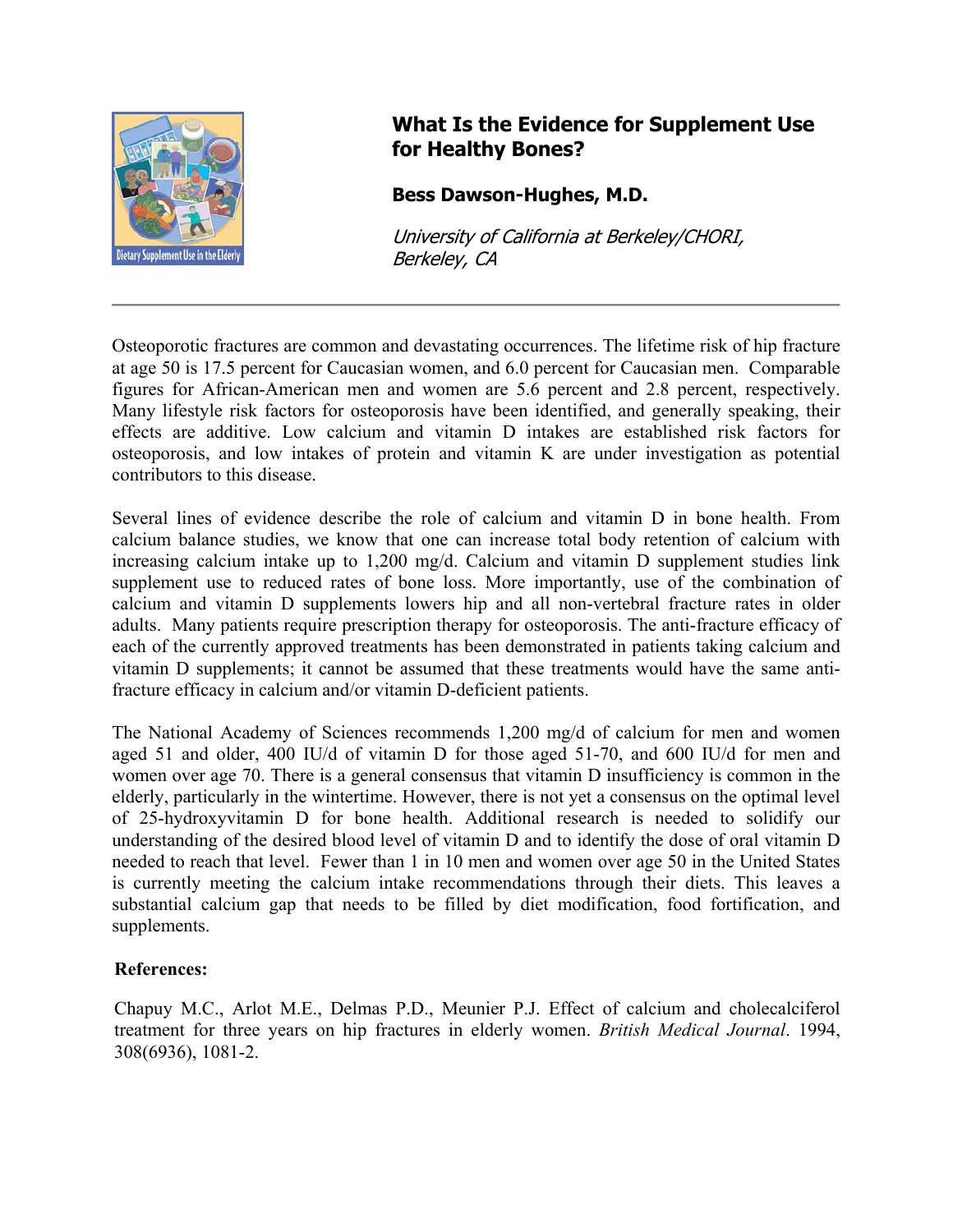# What Is the Evidence for Supplement Use for Healthy Bones?

**Bess Dawson-Hughes, M.D.**

*University of California at Berkeley/CHORI, Berkeley, CA*

---

Osteoporotic fractures are common and devastating occurrences. The lifetime risk of hip fracture at age 50 is 17.5 percent for Caucasian women, and 6.0 percent for Caucasian men. Comparable figures for African-American men and women are 5.6 percent and 2.8 percent, respectively. Many lifestyle risk factors for osteoporosis have been identified, and generally speaking, their effects are additive. Low calcium and vitamin D intakes are established risk factors for osteoporosis, and low intakes of protein and vitamin K are under investigation as potential contributors to this disease.

Several lines of evidence describe the role of calcium and vitamin D in bone health. From calcium balance studies, we know that one can increase total body retention of calcium with increasing calcium intake up to 1,200 mg/d. Calcium and vitamin D supplement studies link supplement use to reduced rates of bone loss. More importantly, use of the combination of calcium and vitamin D supplements lowers hip and all non-vertebral fracture rates in older adults. Many patients require prescription therapy for osteoporosis. The anti-fracture efficacy of each of the currently approved treatments has been demonstrated in patients taking calcium and vitamin D supplements; it cannot be assumed that these treatments would have the same anti-fracture efficacy in calcium and/or vitamin D-deficient patients.

The National Academy of Sciences recommends 1,200 mg/d of calcium for men and women aged 51 and older, 400 IU/d of vitamin D for those aged 51-70, and 600 IU/d for men and women over age 70. There is a general consensus that vitamin D insufficiency is common in the elderly, particularly in the wintertime. However, there is not yet a consensus on the optimal level of 25-hydroxyvitamin D for bone health. Additional research is needed to solidify our understanding of the desired blood level of vitamin D and to identify the dose of oral vitamin D needed to reach that level. Fewer than 1 in 10 men and women over age 50 in the United States is currently meeting the calcium intake recommendations through their diets. This leaves a substantial calcium gap that needs to be filled by diet modification, food fortification, and supplements.

**References:**

Chapuy M.C., Arlot M.E., Delmas P.D., Meunier P.J. Effect of calcium and cholecalciferol treatment for three years on hip fractures in elderly women. *British Medical Journal*. 1994, 308(6936), 1081-2.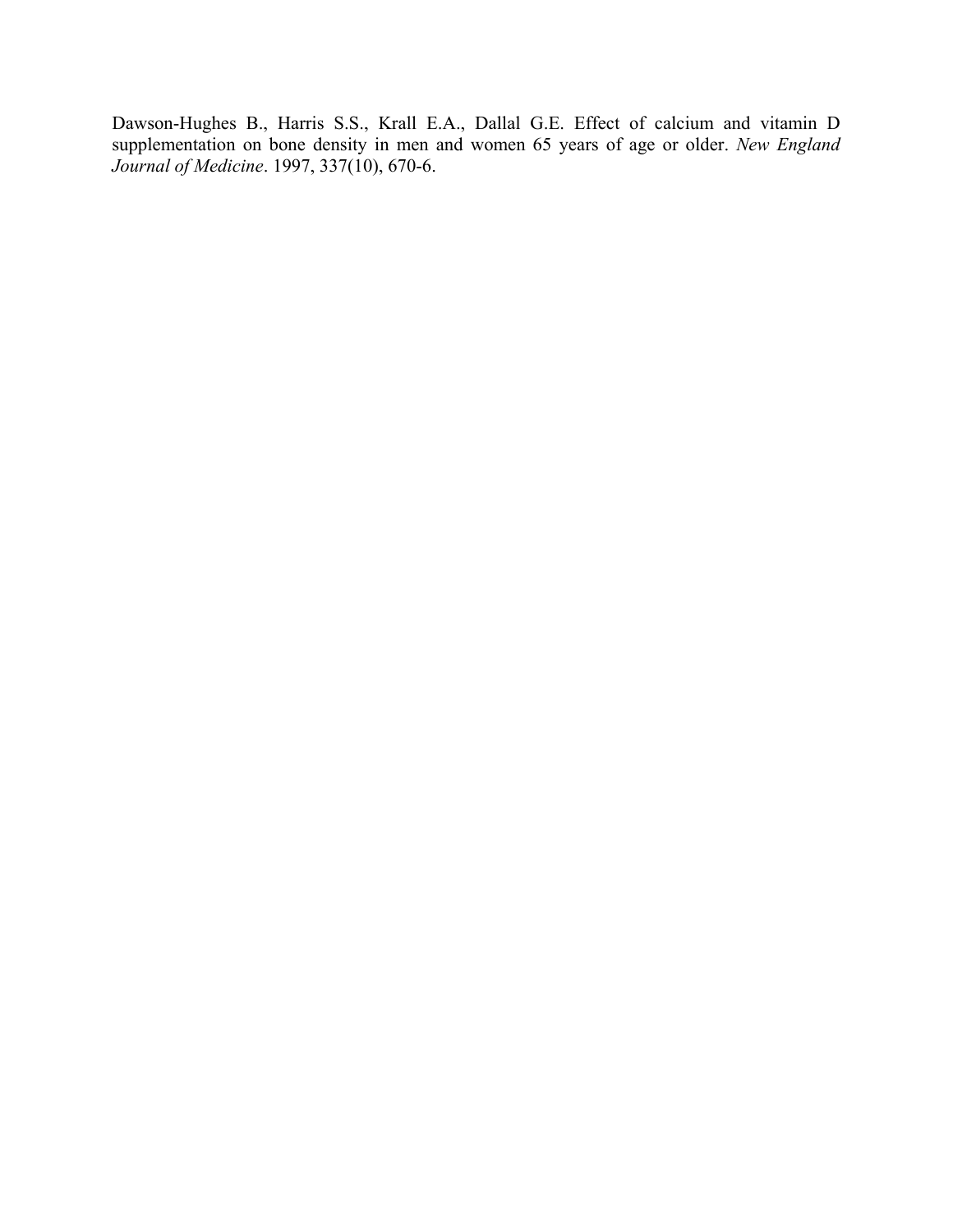Dawson-Hughes B., Harris S.S., Krall E.A., Dallal G.E. Effect of calcium and vitamin D supplementation on bone density in men and women 65 years of age or older. *New England Journal of Medicine*. 1997, 337(10), 670-6.